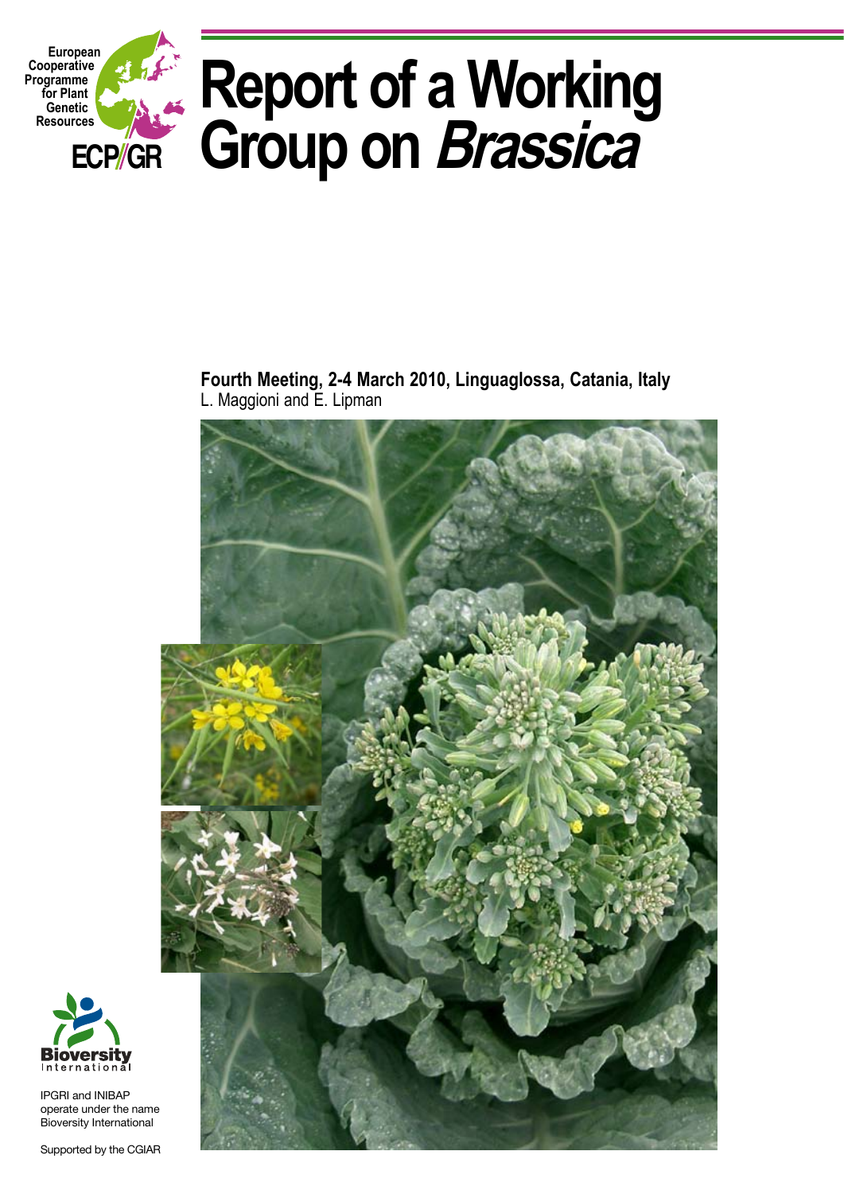European Cooperative Programme for Plant Genetic Resources

ECP/GR

# Report of a Working Group on *Brassica*

**Fourth Meeting, 2-4 March 2010, Linguaglossa, Catania, Italy**
L. Maggioni and E. Lipman

Bioversity International

IPGRI and INIBAP operate under the name Bioversity International

Supported by the CGIAR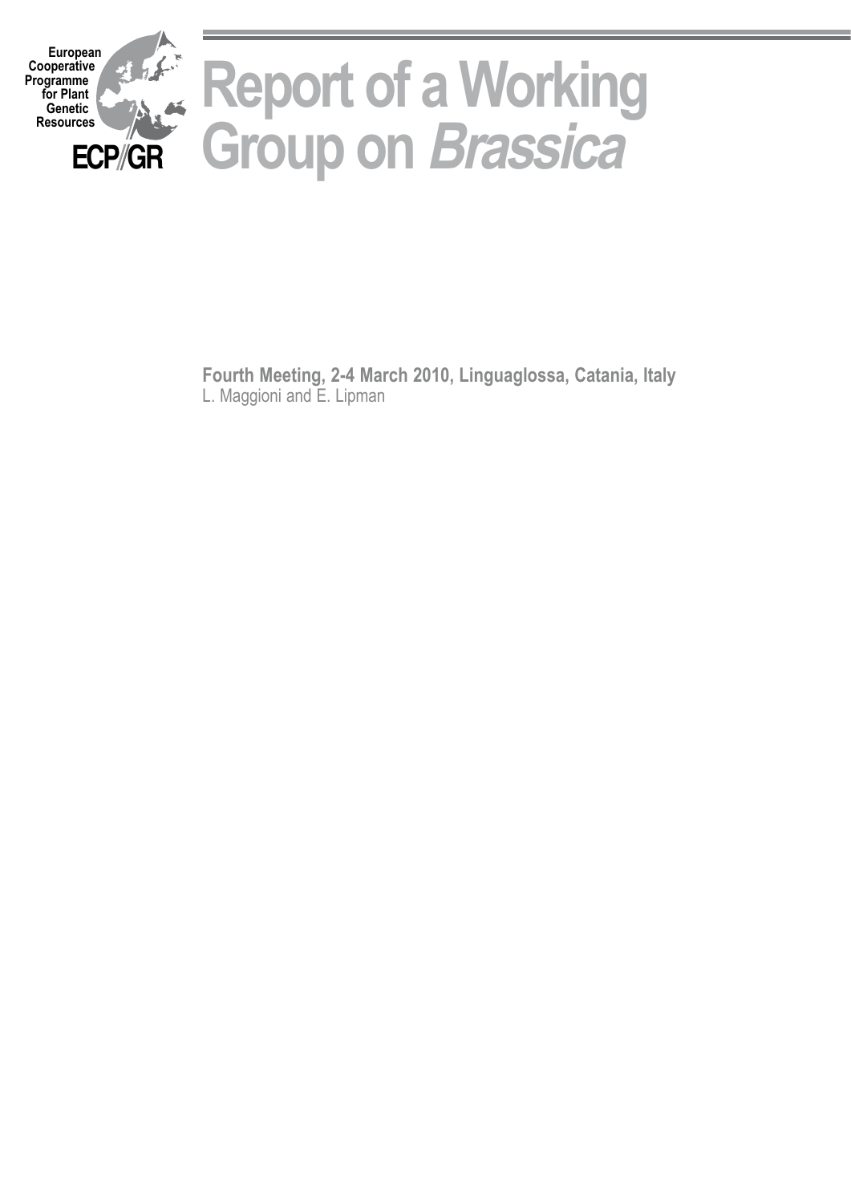European Cooperative Programme for Plant Genetic Resources

ECP/GR

# Report of a Working Group on *Brassica*

**Fourth Meeting, 2-4 March 2010, Linguaglossa, Catania, Italy**

L. Maggioni and E. Lipman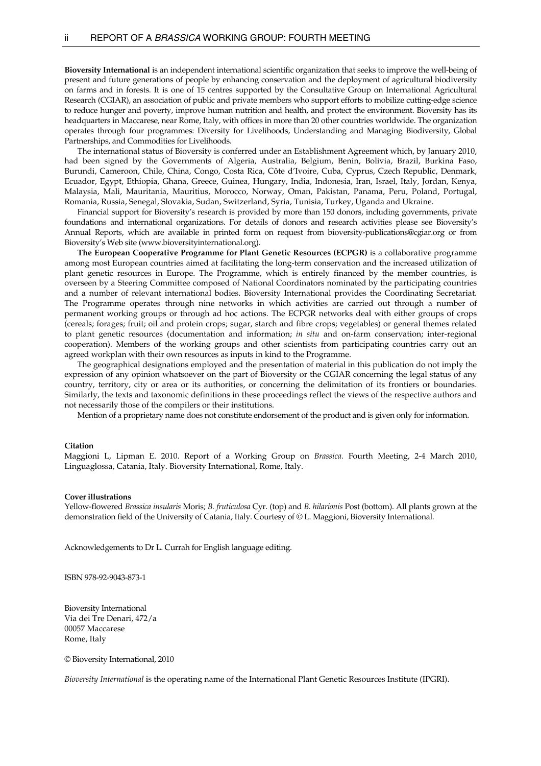**Bioversity International** is an independent international scientific organization that seeks to improve the well-being of present and future generations of people by enhancing conservation and the deployment of agricultural biodiversity on farms and in forests. It is one of 15 centres supported by the Consultative Group on International Agricultural Research (CGIAR), an association of public and private members who support efforts to mobilize cutting-edge science to reduce hunger and poverty, improve human nutrition and health, and protect the environment. Bioversity has its headquarters in Maccarese, near Rome, Italy, with offices in more than 20 other countries worldwide. The organization operates through four programmes: Diversity for Livelihoods, Understanding and Managing Biodiversity, Global Partnerships, and Commodities for Livelihoods.

The international status of Bioversity is conferred under an Establishment Agreement which, by January 2010, had been signed by the Governments of Algeria, Australia, Belgium, Benin, Bolivia, Brazil, Burkina Faso, Burundi, Cameroon, Chile, China, Congo, Costa Rica, Côte d'Ivoire, Cuba, Cyprus, Czech Republic, Denmark, Ecuador, Egypt, Ethiopia, Ghana, Greece, Guinea, Hungary, India, Indonesia, Iran, Israel, Italy, Jordan, Kenya, Malaysia, Mali, Mauritania, Mauritius, Morocco, Norway, Oman, Pakistan, Panama, Peru, Poland, Portugal, Romania, Russia, Senegal, Slovakia, Sudan, Switzerland, Syria, Tunisia, Turkey, Uganda and Ukraine.

Financial support for Bioversity's research is provided by more than 150 donors, including governments, private foundations and international organizations. For details of donors and research activities please see Bioversity's Annual Reports, which are available in printed form on request from bioversity-publications@cgiar.org or from Bioversity's Web site (www.bioversityinternational.org).

**The European Cooperative Programme for Plant Genetic Resources (ECPGR)** is a collaborative programme among most European countries aimed at facilitating the long-term conservation and the increased utilization of plant genetic resources in Europe. The Programme, which is entirely financed by the member countries, is overseen by a Steering Committee composed of National Coordinators nominated by the participating countries and a number of relevant international bodies. Bioversity International provides the Coordinating Secretariat. The Programme operates through nine networks in which activities are carried out through a number of permanent working groups or through ad hoc actions. The ECPGR networks deal with either groups of crops (cereals; forages; fruit; oil and protein crops; sugar, starch and fibre crops; vegetables) or general themes related to plant genetic resources (documentation and information; *in situ* and on-farm conservation; inter-regional cooperation). Members of the working groups and other scientists from participating countries carry out an agreed workplan with their own resources as inputs in kind to the Programme.

The geographical designations employed and the presentation of material in this publication do not imply the expression of any opinion whatsoever on the part of Bioversity or the CGIAR concerning the legal status of any country, territory, city or area or its authorities, or concerning the delimitation of its frontiers or boundaries. Similarly, the texts and taxonomic definitions in these proceedings reflect the views of the respective authors and not necessarily those of the compilers or their institutions.

Mention of a proprietary name does not constitute endorsement of the product and is given only for information.

**Citation**

Maggioni L, Lipman E. 2010. Report of a Working Group on *Brassica.* Fourth Meeting, 2-4 March 2010, Linguaglossa, Catania, Italy. Bioversity International, Rome, Italy.

**Cover illustrations**

Yellow-flowered *Brassica insularis* Moris; *B. fruticulosa* Cyr. (top) and *B. hilarionis* Post (bottom). All plants grown at the demonstration field of the University of Catania, Italy. Courtesy of © L. Maggioni, Bioversity International.

Acknowledgements to Dr L. Currah for English language editing.

ISBN 978-92-9043-873-1

Bioversity International
Via dei Tre Denari, 472/a
00057 Maccarese
Rome, Italy

© Bioversity International, 2010

*Bioversity International* is the operating name of the International Plant Genetic Resources Institute (IPGRI).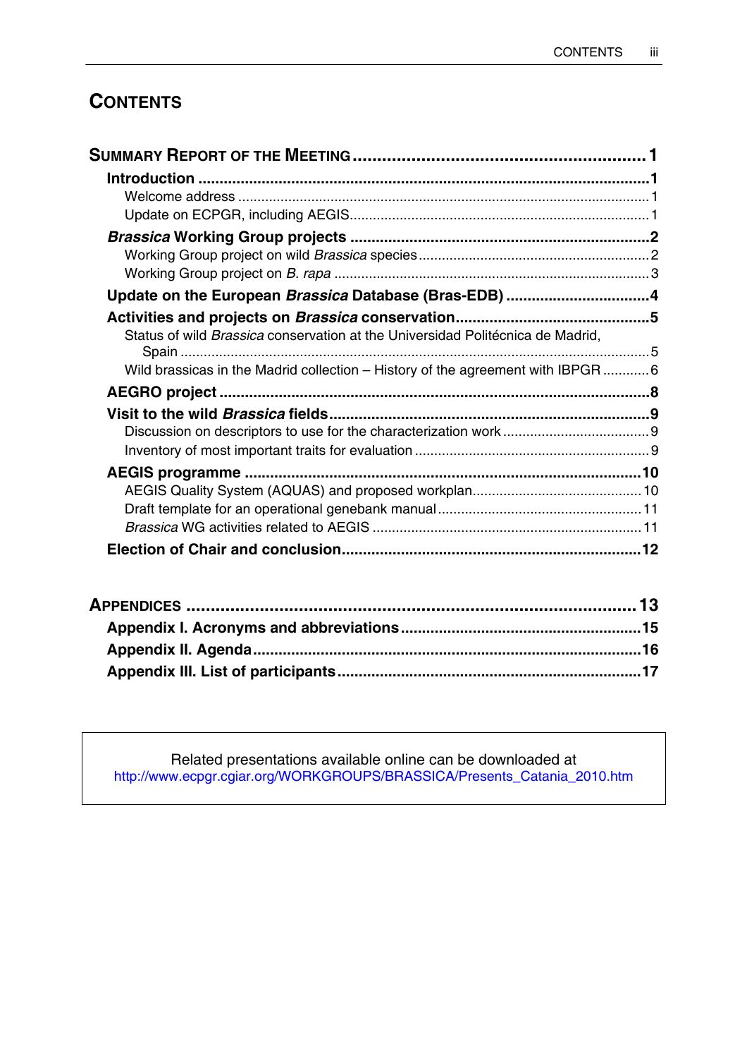# CONTENTS

**SUMMARY REPORT OF THE MEETING** .......... **1**

**Introduction** .......... **1**

- Welcome address .......... 1
- Update on ECPGR, including AEGIS .......... 1

***Brassica* Working Group projects** .......... **2**

- Working Group project on wild *Brassica* species .......... 2
- Working Group project on *B. rapa* .......... 3

**Update on the European *Brassica* Database (Bras-EDB)** .......... **4**

**Activities and projects on *Brassica* conservation** .......... **5**

- Status of wild *Brassica* conservation at the Universidad Politécnica de Madrid, Spain .......... 5
- Wild brassicas in the Madrid collection – History of the agreement with IBPGR .......... 6

**AEGRO project** .......... **8**

**Visit to the wild *Brassica* fields** .......... **9**

- Discussion on descriptors to use for the characterization work .......... 9
- Inventory of most important traits for evaluation .......... 9

**AEGIS programme** .......... **10**

- AEGIS Quality System (AQUAS) and proposed workplan .......... 10
- Draft template for an operational genebank manual .......... 11
- *Brassica* WG activities related to AEGIS .......... 11

**Election of Chair and conclusion** .......... **12**

**APPENDICES** .......... **13**

**Appendix I. Acronyms and abbreviations** .......... **15**

**Appendix II. Agenda** .......... **16**

**Appendix III. List of participants** .......... **17**

Related presentations available online can be downloaded at
http://www.ecpgr.cgiar.org/WORKGROUPS/BRASSICA/Presents_Catania_2010.htm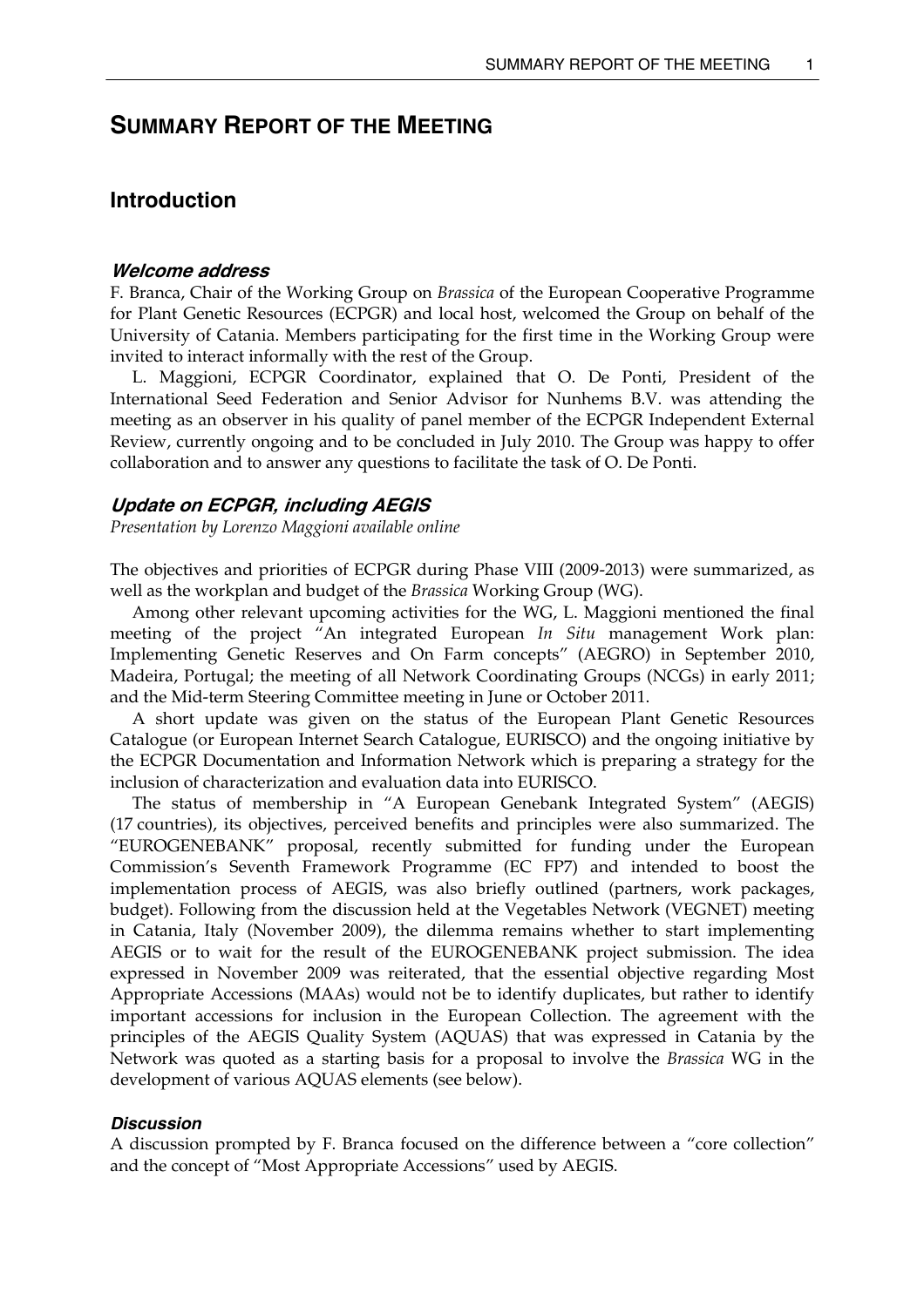# SUMMARY REPORT OF THE MEETING

## Introduction

### *Welcome address*

F. Branca, Chair of the Working Group on *Brassica* of the European Cooperative Programme for Plant Genetic Resources (ECPGR) and local host, welcomed the Group on behalf of the University of Catania. Members participating for the first time in the Working Group were invited to interact informally with the rest of the Group.

L. Maggioni, ECPGR Coordinator, explained that O. De Ponti, President of the International Seed Federation and Senior Advisor for Nunhems B.V. was attending the meeting as an observer in his quality of panel member of the ECPGR Independent External Review, currently ongoing and to be concluded in July 2010. The Group was happy to offer collaboration and to answer any questions to facilitate the task of O. De Ponti.

### *Update on ECPGR, including AEGIS*

*Presentation by Lorenzo Maggioni available online*

The objectives and priorities of ECPGR during Phase VIII (2009-2013) were summarized, as well as the workplan and budget of the *Brassica* Working Group (WG).

Among other relevant upcoming activities for the WG, L. Maggioni mentioned the final meeting of the project "An integrated European *In Situ* management Work plan: Implementing Genetic Reserves and On Farm concepts" (AEGRO) in September 2010, Madeira, Portugal; the meeting of all Network Coordinating Groups (NCGs) in early 2011; and the Mid-term Steering Committee meeting in June or October 2011.

A short update was given on the status of the European Plant Genetic Resources Catalogue (or European Internet Search Catalogue, EURISCO) and the ongoing initiative by the ECPGR Documentation and Information Network which is preparing a strategy for the inclusion of characterization and evaluation data into EURISCO.

The status of membership in "A European Genebank Integrated System" (AEGIS) (17 countries), its objectives, perceived benefits and principles were also summarized. The "EUROGENEBANK" proposal, recently submitted for funding under the European Commission's Seventh Framework Programme (EC FP7) and intended to boost the implementation process of AEGIS, was also briefly outlined (partners, work packages, budget). Following from the discussion held at the Vegetables Network (VEGNET) meeting in Catania, Italy (November 2009), the dilemma remains whether to start implementing AEGIS or to wait for the result of the EUROGENEBANK project submission. The idea expressed in November 2009 was reiterated, that the essential objective regarding Most Appropriate Accessions (MAAs) would not be to identify duplicates, but rather to identify important accessions for inclusion in the European Collection. The agreement with the principles of the AEGIS Quality System (AQUAS) that was expressed in Catania by the Network was quoted as a starting basis for a proposal to involve the *Brassica* WG in the development of various AQUAS elements (see below).

### *Discussion*

A discussion prompted by F. Branca focused on the difference between a "core collection" and the concept of "Most Appropriate Accessions" used by AEGIS.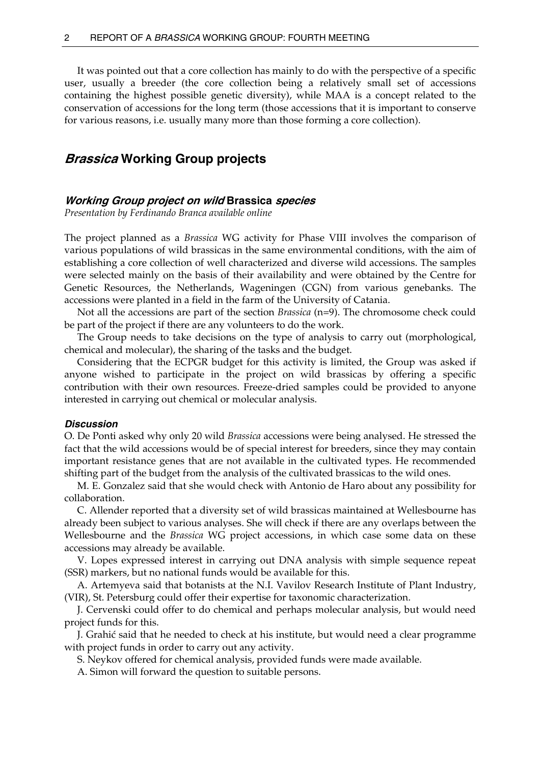It was pointed out that a core collection has mainly to do with the perspective of a specific user, usually a breeder (the core collection being a relatively small set of accessions containing the highest possible genetic diversity), while MAA is a concept related to the conservation of accessions for the long term (those accessions that it is important to conserve for various reasons, i.e. usually many more than those forming a core collection).

## *Brassica* Working Group projects

### *Working Group project on wild* Brassica *species*

*Presentation by Ferdinando Branca available online*

The project planned as a *Brassica* WG activity for Phase VIII involves the comparison of various populations of wild brassicas in the same environmental conditions, with the aim of establishing a core collection of well characterized and diverse wild accessions. The samples were selected mainly on the basis of their availability and were obtained by the Centre for Genetic Resources, the Netherlands, Wageningen (CGN) from various genebanks. The accessions were planted in a field in the farm of the University of Catania.

Not all the accessions are part of the section *Brassica* (n=9). The chromosome check could be part of the project if there are any volunteers to do the work.

The Group needs to take decisions on the type of analysis to carry out (morphological, chemical and molecular), the sharing of the tasks and the budget.

Considering that the ECPGR budget for this activity is limited, the Group was asked if anyone wished to participate in the project on wild brassicas by offering a specific contribution with their own resources. Freeze-dried samples could be provided to anyone interested in carrying out chemical or molecular analysis.

#### *Discussion*

O. De Ponti asked why only 20 wild *Brassica* accessions were being analysed. He stressed the fact that the wild accessions would be of special interest for breeders, since they may contain important resistance genes that are not available in the cultivated types. He recommended shifting part of the budget from the analysis of the cultivated brassicas to the wild ones.

M. E. Gonzalez said that she would check with Antonio de Haro about any possibility for collaboration.

C. Allender reported that a diversity set of wild brassicas maintained at Wellesbourne has already been subject to various analyses. She will check if there are any overlaps between the Wellesbourne and the *Brassica* WG project accessions, in which case some data on these accessions may already be available.

V. Lopes expressed interest in carrying out DNA analysis with simple sequence repeat (SSR) markers, but no national funds would be available for this.

A. Artemyeva said that botanists at the N.I. Vavilov Research Institute of Plant Industry, (VIR), St. Petersburg could offer their expertise for taxonomic characterization.

J. Cervenski could offer to do chemical and perhaps molecular analysis, but would need project funds for this.

J. Grahić said that he needed to check at his institute, but would need a clear programme with project funds in order to carry out any activity.

S. Neykov offered for chemical analysis, provided funds were made available.

A. Simon will forward the question to suitable persons.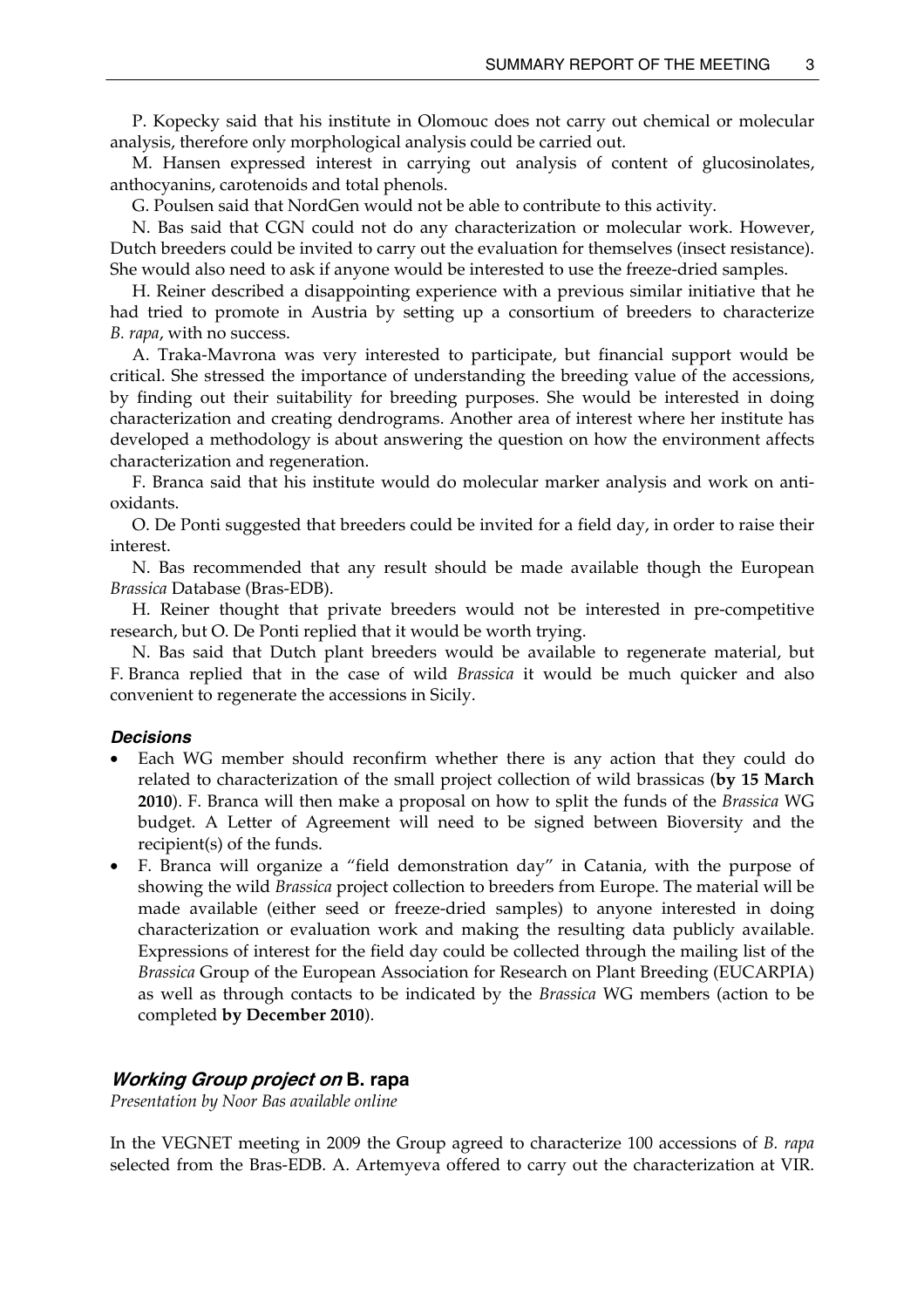P. Kopecky said that his institute in Olomouc does not carry out chemical or molecular analysis, therefore only morphological analysis could be carried out.

M. Hansen expressed interest in carrying out analysis of content of glucosinolates, anthocyanins, carotenoids and total phenols.

G. Poulsen said that NordGen would not be able to contribute to this activity.

N. Bas said that CGN could not do any characterization or molecular work. However, Dutch breeders could be invited to carry out the evaluation for themselves (insect resistance). She would also need to ask if anyone would be interested to use the freeze-dried samples.

H. Reiner described a disappointing experience with a previous similar initiative that he had tried to promote in Austria by setting up a consortium of breeders to characterize *B. rapa*, with no success.

A. Traka-Mavrona was very interested to participate, but financial support would be critical. She stressed the importance of understanding the breeding value of the accessions, by finding out their suitability for breeding purposes. She would be interested in doing characterization and creating dendrograms. Another area of interest where her institute has developed a methodology is about answering the question on how the environment affects characterization and regeneration.

F. Branca said that his institute would do molecular marker analysis and work on anti-oxidants.

O. De Ponti suggested that breeders could be invited for a field day, in order to raise their interest.

N. Bas recommended that any result should be made available though the European *Brassica* Database (Bras-EDB).

H. Reiner thought that private breeders would not be interested in pre-competitive research, but O. De Ponti replied that it would be worth trying.

N. Bas said that Dutch plant breeders would be available to regenerate material, but F. Branca replied that in the case of wild *Brassica* it would be much quicker and also convenient to regenerate the accessions in Sicily.

#### *Decisions*

- Each WG member should reconfirm whether there is any action that they could do related to characterization of the small project collection of wild brassicas (**by 15 March 2010**). F. Branca will then make a proposal on how to split the funds of the *Brassica* WG budget. A Letter of Agreement will need to be signed between Bioversity and the recipient(s) of the funds.
- F. Branca will organize a "field demonstration day" in Catania, with the purpose of showing the wild *Brassica* project collection to breeders from Europe. The material will be made available (either seed or freeze-dried samples) to anyone interested in doing characterization or evaluation work and making the resulting data publicly available. Expressions of interest for the field day could be collected through the mailing list of the *Brassica* Group of the European Association for Research on Plant Breeding (EUCARPIA) as well as through contacts to be indicated by the *Brassica* WG members (action to be completed **by December 2010**).

### *Working Group project on* B. rapa

*Presentation by Noor Bas available online*

In the VEGNET meeting in 2009 the Group agreed to characterize 100 accessions of *B. rapa* selected from the Bras-EDB. A. Artemyeva offered to carry out the characterization at VIR.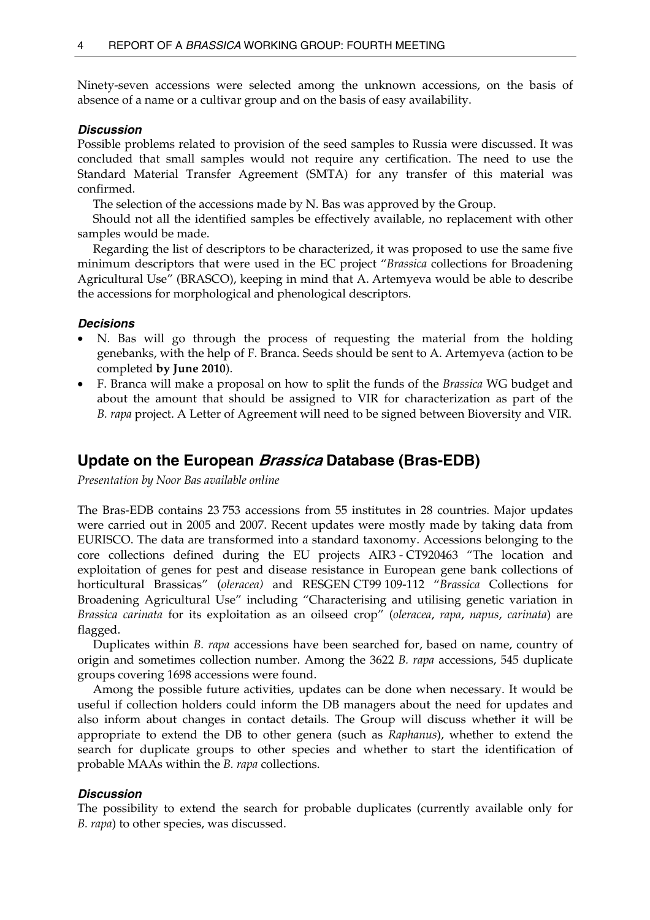Ninety-seven accessions were selected among the unknown accessions, on the basis of absence of a name or a cultivar group and on the basis of easy availability.

#### *Discussion*

Possible problems related to provision of the seed samples to Russia were discussed. It was concluded that small samples would not require any certification. The need to use the Standard Material Transfer Agreement (SMTA) for any transfer of this material was confirmed.

The selection of the accessions made by N. Bas was approved by the Group.

Should not all the identified samples be effectively available, no replacement with other samples would be made.

Regarding the list of descriptors to be characterized, it was proposed to use the same five minimum descriptors that were used in the EC project "*Brassica* collections for Broadening Agricultural Use" (BRASCO), keeping in mind that A. Artemyeva would be able to describe the accessions for morphological and phenological descriptors.

#### *Decisions*

- N. Bas will go through the process of requesting the material from the holding genebanks, with the help of F. Branca. Seeds should be sent to A. Artemyeva (action to be completed **by June 2010**).
- F. Branca will make a proposal on how to split the funds of the *Brassica* WG budget and about the amount that should be assigned to VIR for characterization as part of the *B. rapa* project. A Letter of Agreement will need to be signed between Bioversity and VIR.

## Update on the European *Brassica* Database (Bras-EDB)

*Presentation by Noor Bas available online*

The Bras-EDB contains 23 753 accessions from 55 institutes in 28 countries. Major updates were carried out in 2005 and 2007. Recent updates were mostly made by taking data from EURISCO. The data are transformed into a standard taxonomy. Accessions belonging to the core collections defined during the EU projects AIR3 - CT920463 "The location and exploitation of genes for pest and disease resistance in European gene bank collections of horticultural Brassicas" (*oleracea)* and RESGEN CT99 109-112 "*Brassica* Collections for Broadening Agricultural Use" including "Characterising and utilising genetic variation in *Brassica carinata* for its exploitation as an oilseed crop" (*oleracea*, *rapa*, *napus*, *carinata*) are flagged.

Duplicates within *B. rapa* accessions have been searched for, based on name, country of origin and sometimes collection number. Among the 3622 *B. rapa* accessions, 545 duplicate groups covering 1698 accessions were found.

Among the possible future activities, updates can be done when necessary. It would be useful if collection holders could inform the DB managers about the need for updates and also inform about changes in contact details. The Group will discuss whether it will be appropriate to extend the DB to other genera (such as *Raphanus*), whether to extend the search for duplicate groups to other species and whether to start the identification of probable MAAs within the *B. rapa* collections.

#### *Discussion*

The possibility to extend the search for probable duplicates (currently available only for *B. rapa*) to other species, was discussed.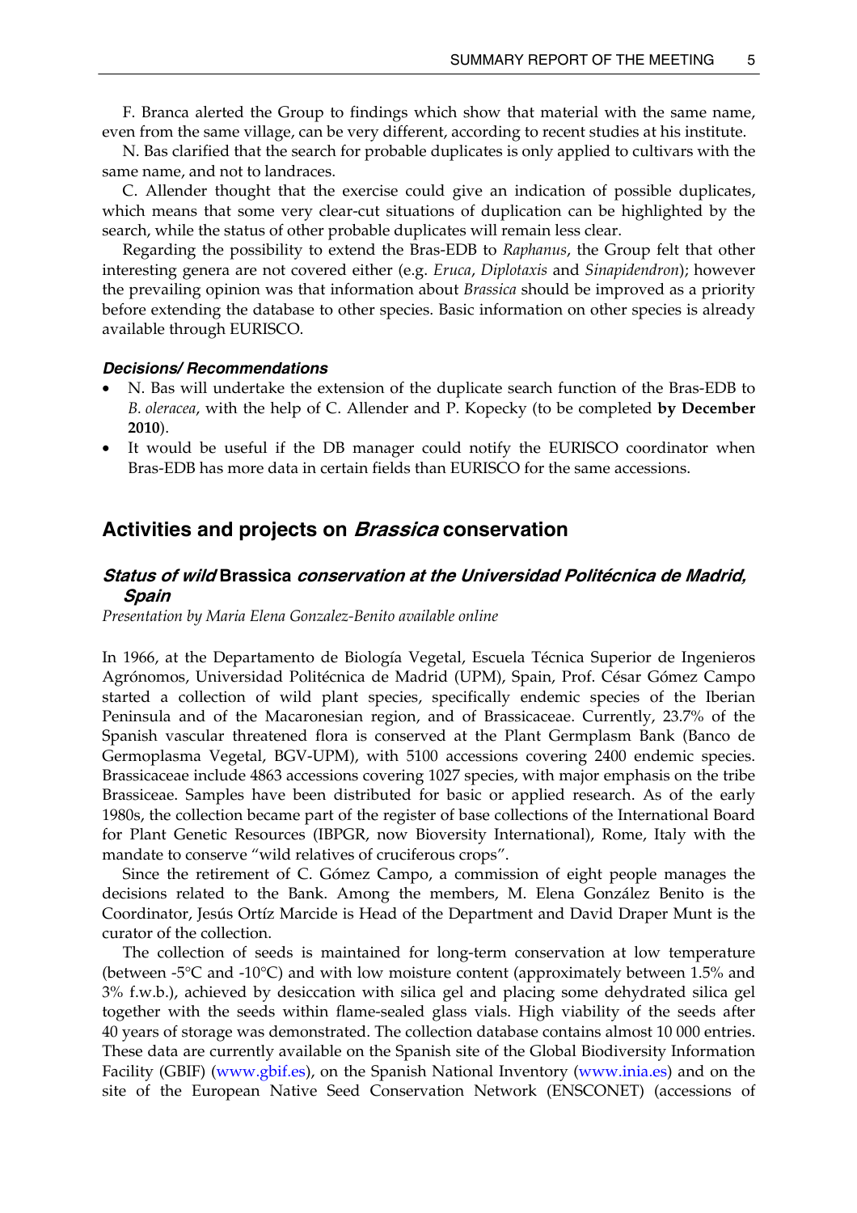F. Branca alerted the Group to findings which show that material with the same name, even from the same village, can be very different, according to recent studies at his institute.

N. Bas clarified that the search for probable duplicates is only applied to cultivars with the same name, and not to landraces.

C. Allender thought that the exercise could give an indication of possible duplicates, which means that some very clear-cut situations of duplication can be highlighted by the search, while the status of other probable duplicates will remain less clear.

Regarding the possibility to extend the Bras-EDB to *Raphanus*, the Group felt that other interesting genera are not covered either (e.g. *Eruca*, *Diplotaxis* and *Sinapidendron*); however the prevailing opinion was that information about *Brassica* should be improved as a priority before extending the database to other species. Basic information on other species is already available through EURISCO.

#### *Decisions/ Recommendations*

- N. Bas will undertake the extension of the duplicate search function of the Bras-EDB to *B. oleracea*, with the help of C. Allender and P. Kopecky (to be completed **by December 2010**).
- It would be useful if the DB manager could notify the EURISCO coordinator when Bras-EDB has more data in certain fields than EURISCO for the same accessions.

## Activities and projects on *Brassica* conservation

### *Status of wild* Brassica *conservation at the Universidad Politécnica de Madrid, Spain*

*Presentation by Maria Elena Gonzalez-Benito available online*

In 1966, at the Departamento de Biología Vegetal, Escuela Técnica Superior de Ingenieros Agrónomos, Universidad Politécnica de Madrid (UPM), Spain, Prof. César Gómez Campo started a collection of wild plant species, specifically endemic species of the Iberian Peninsula and of the Macaronesian region, and of Brassicaceae. Currently, 23.7% of the Spanish vascular threatened flora is conserved at the Plant Germplasm Bank (Banco de Germoplasma Vegetal, BGV-UPM), with 5100 accessions covering 2400 endemic species. Brassicaceae include 4863 accessions covering 1027 species, with major emphasis on the tribe Brassiceae. Samples have been distributed for basic or applied research. As of the early 1980s, the collection became part of the register of base collections of the International Board for Plant Genetic Resources (IBPGR, now Bioversity International), Rome, Italy with the mandate to conserve "wild relatives of cruciferous crops".

Since the retirement of C. Gómez Campo, a commission of eight people manages the decisions related to the Bank. Among the members, M. Elena González Benito is the Coordinator, Jesús Ortíz Marcide is Head of the Department and David Draper Munt is the curator of the collection.

The collection of seeds is maintained for long-term conservation at low temperature (between -5°C and -10°C) and with low moisture content (approximately between 1.5% and 3% f.w.b.), achieved by desiccation with silica gel and placing some dehydrated silica gel together with the seeds within flame-sealed glass vials. High viability of the seeds after 40 years of storage was demonstrated. The collection database contains almost 10 000 entries. These data are currently available on the Spanish site of the Global Biodiversity Information Facility (GBIF) (www.gbif.es), on the Spanish National Inventory (www.inia.es) and on the site of the European Native Seed Conservation Network (ENSCONET) (accessions of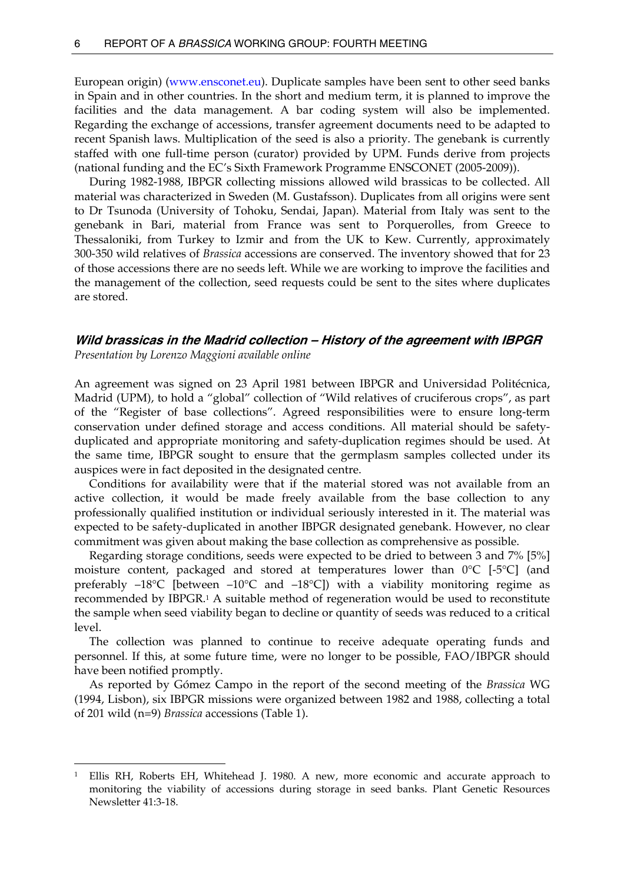European origin) (www.ensconet.eu). Duplicate samples have been sent to other seed banks in Spain and in other countries. In the short and medium term, it is planned to improve the facilities and the data management. A bar coding system will also be implemented. Regarding the exchange of accessions, transfer agreement documents need to be adapted to recent Spanish laws. Multiplication of the seed is also a priority. The genebank is currently staffed with one full-time person (curator) provided by UPM. Funds derive from projects (national funding and the EC's Sixth Framework Programme ENSCONET (2005-2009)).

During 1982-1988, IBPGR collecting missions allowed wild brassicas to be collected. All material was characterized in Sweden (M. Gustafsson). Duplicates from all origins were sent to Dr Tsunoda (University of Tohoku, Sendai, Japan). Material from Italy was sent to the genebank in Bari, material from France was sent to Porquerolles, from Greece to Thessaloniki, from Turkey to Izmir and from the UK to Kew. Currently, approximately 300-350 wild relatives of *Brassica* accessions are conserved. The inventory showed that for 23 of those accessions there are no seeds left. While we are working to improve the facilities and the management of the collection, seed requests could be sent to the sites where duplicates are stored.

### *Wild brassicas in the Madrid collection – History of the agreement with IBPGR*

*Presentation by Lorenzo Maggioni available online*

An agreement was signed on 23 April 1981 between IBPGR and Universidad Politécnica, Madrid (UPM), to hold a "global" collection of "Wild relatives of cruciferous crops", as part of the "Register of base collections". Agreed responsibilities were to ensure long-term conservation under defined storage and access conditions. All material should be safety-duplicated and appropriate monitoring and safety-duplication regimes should be used. At the same time, IBPGR sought to ensure that the germplasm samples collected under its auspices were in fact deposited in the designated centre.

Conditions for availability were that if the material stored was not available from an active collection, it would be made freely available from the base collection to any professionally qualified institution or individual seriously interested in it. The material was expected to be safety-duplicated in another IBPGR designated genebank. However, no clear commitment was given about making the base collection as comprehensive as possible.

Regarding storage conditions, seeds were expected to be dried to between 3 and 7% [5%] moisture content, packaged and stored at temperatures lower than 0°C [-5°C] (and preferably –18°C [between –10°C and –18°C]) with a viability monitoring regime as recommended by IBPGR.[1] A suitable method of regeneration would be used to reconstitute the sample when seed viability began to decline or quantity of seeds was reduced to a critical level.

The collection was planned to continue to receive adequate operating funds and personnel. If this, at some future time, were no longer to be possible, FAO/IBPGR should have been notified promptly.

As reported by Gómez Campo in the report of the second meeting of the *Brassica* WG (1994, Lisbon), six IBPGR missions were organized between 1982 and 1988, collecting a total of 201 wild (n=9) *Brassica* accessions (Table 1).

---

[1] Ellis RH, Roberts EH, Whitehead J. 1980. A new, more economic and accurate approach to monitoring the viability of accessions during storage in seed banks. Plant Genetic Resources Newsletter 41:3-18.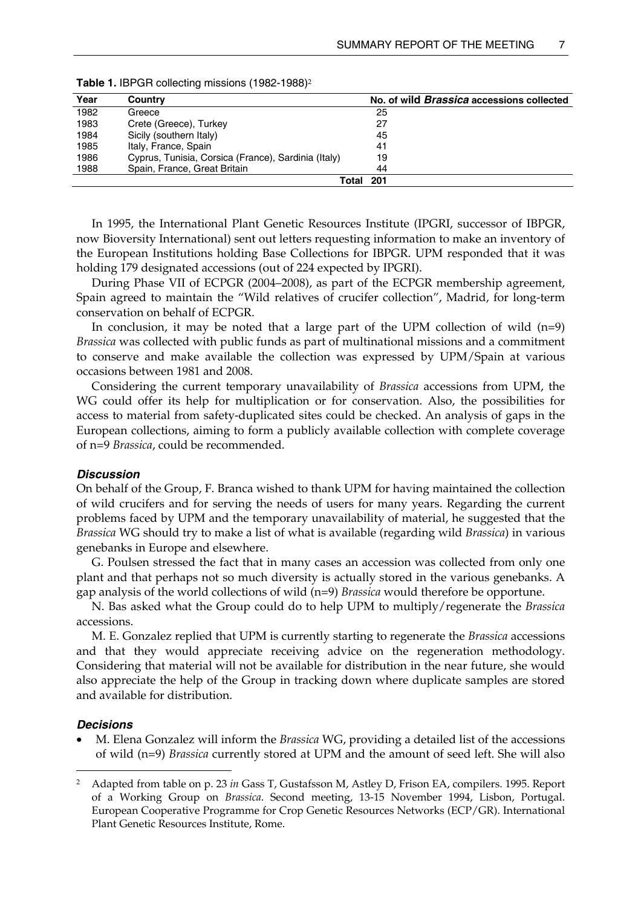**Table 1.** IBPGR collecting missions (1982-1988)[2]

| Year | Country | No. of wild *Brassica* accessions collected |
|---|---|---|
| 1982 | Greece | 25 |
| 1983 | Crete (Greece), Turkey | 27 |
| 1984 | Sicily (southern Italy) | 45 |
| 1985 | Italy, France, Spain | 41 |
| 1986 | Cyprus, Tunisia, Corsica (France), Sardinia (Italy) | 19 |
| 1988 | Spain, France, Great Britain | 44 |
| | **Total** | **201** |

In 1995, the International Plant Genetic Resources Institute (IPGRI, successor of IBPGR, now Bioversity International) sent out letters requesting information to make an inventory of the European Institutions holding Base Collections for IBPGR. UPM responded that it was holding 179 designated accessions (out of 224 expected by IPGRI).

During Phase VII of ECPGR (2004–2008), as part of the ECPGR membership agreement, Spain agreed to maintain the "Wild relatives of crucifer collection", Madrid, for long-term conservation on behalf of ECPGR.

In conclusion, it may be noted that a large part of the UPM collection of wild (n=9) *Brassica* was collected with public funds as part of multinational missions and a commitment to conserve and make available the collection was expressed by UPM/Spain at various occasions between 1981 and 2008.

Considering the current temporary unavailability of *Brassica* accessions from UPM, the WG could offer its help for multiplication or for conservation. Also, the possibilities for access to material from safety-duplicated sites could be checked. An analysis of gaps in the European collections, aiming to form a publicly available collection with complete coverage of n=9 *Brassica*, could be recommended.

### *Discussion*

On behalf of the Group, F. Branca wished to thank UPM for having maintained the collection of wild crucifers and for serving the needs of users for many years. Regarding the current problems faced by UPM and the temporary unavailability of material, he suggested that the *Brassica* WG should try to make a list of what is available (regarding wild *Brassica*) in various genebanks in Europe and elsewhere.

G. Poulsen stressed the fact that in many cases an accession was collected from only one plant and that perhaps not so much diversity is actually stored in the various genebanks. A gap analysis of the world collections of wild (n=9) *Brassica* would therefore be opportune.

N. Bas asked what the Group could do to help UPM to multiply/regenerate the *Brassica* accessions.

M. E. Gonzalez replied that UPM is currently starting to regenerate the *Brassica* accessions and that they would appreciate receiving advice on the regeneration methodology. Considering that material will not be available for distribution in the near future, she would also appreciate the help of the Group in tracking down where duplicate samples are stored and available for distribution.

### *Decisions*

- M. Elena Gonzalez will inform the *Brassica* WG, providing a detailed list of the accessions of wild (n=9) *Brassica* currently stored at UPM and the amount of seed left. She will also

[2] Adapted from table on p. 23 *in* Gass T, Gustafsson M, Astley D, Frison EA, compilers. 1995. Report of a Working Group on *Brassica*. Second meeting, 13-15 November 1994, Lisbon, Portugal. European Cooperative Programme for Crop Genetic Resources Networks (ECP/GR). International Plant Genetic Resources Institute, Rome.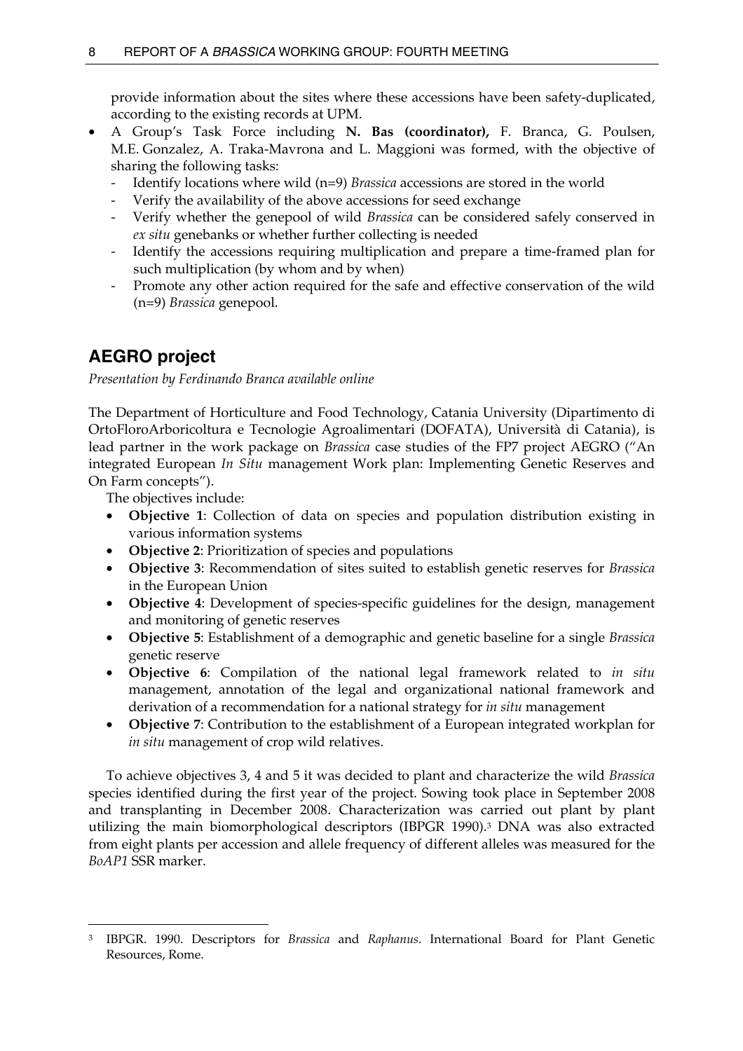provide information about the sites where these accessions have been safety-duplicated, according to the existing records at UPM.

- A Group's Task Force including **N. Bas (coordinator),** F. Branca, G. Poulsen, M.E. Gonzalez, A. Traka-Mavrona and L. Maggioni was formed, with the objective of sharing the following tasks:
  - Identify locations where wild (n=9) *Brassica* accessions are stored in the world
  - Verify the availability of the above accessions for seed exchange
  - Verify whether the genepool of wild *Brassica* can be considered safely conserved in *ex situ* genebanks or whether further collecting is needed
  - Identify the accessions requiring multiplication and prepare a time-framed plan for such multiplication (by whom and by when)
  - Promote any other action required for the safe and effective conservation of the wild (n=9) *Brassica* genepool.

## AEGRO project

*Presentation by Ferdinando Branca available online*

The Department of Horticulture and Food Technology, Catania University (Dipartimento di OrtoFloroArboricoltura e Tecnologie Agroalimentari (DOFATA), Università di Catania), is lead partner in the work package on *Brassica* case studies of the FP7 project AEGRO ("An integrated European *In Situ* management Work plan: Implementing Genetic Reserves and On Farm concepts").

The objectives include:

- **Objective 1**: Collection of data on species and population distribution existing in various information systems
- **Objective 2**: Prioritization of species and populations
- **Objective 3**: Recommendation of sites suited to establish genetic reserves for *Brassica* in the European Union
- **Objective 4**: Development of species-specific guidelines for the design, management and monitoring of genetic reserves
- **Objective 5**: Establishment of a demographic and genetic baseline for a single *Brassica* genetic reserve
- **Objective 6**: Compilation of the national legal framework related to *in situ* management, annotation of the legal and organizational national framework and derivation of a recommendation for a national strategy for *in situ* management
- **Objective 7**: Contribution to the establishment of a European integrated workplan for *in situ* management of crop wild relatives.

To achieve objectives 3, 4 and 5 it was decided to plant and characterize the wild *Brassica* species identified during the first year of the project. Sowing took place in September 2008 and transplanting in December 2008. Characterization was carried out plant by plant utilizing the main biomorphological descriptors (IBPGR 1990).[3] DNA was also extracted from eight plants per accession and allele frequency of different alleles was measured for the *BoAP1* SSR marker.

[3] IBPGR. 1990. Descriptors for *Brassica* and *Raphanus*. International Board for Plant Genetic Resources, Rome.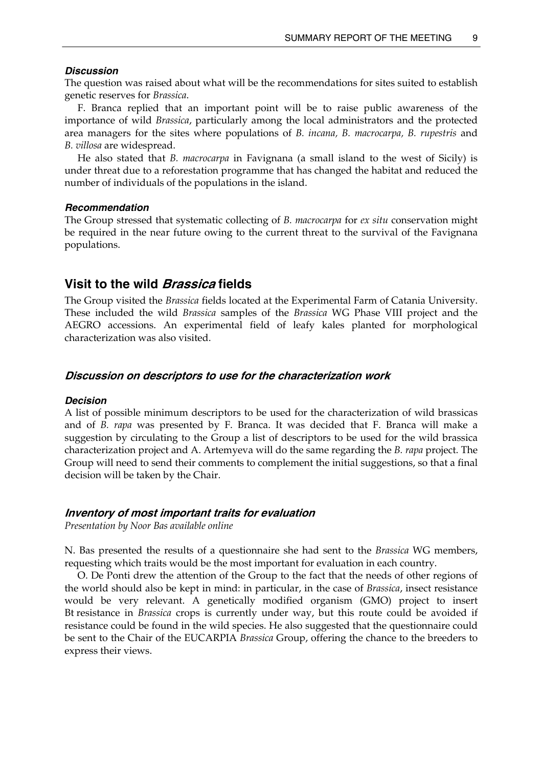#### *Discussion*

The question was raised about what will be the recommendations for sites suited to establish genetic reserves for *Brassica*.

F. Branca replied that an important point will be to raise public awareness of the importance of wild *Brassica*, particularly among the local administrators and the protected area managers for the sites where populations of *B. incana, B. macrocarpa, B. rupestris* and *B. villosa* are widespread.

He also stated that *B. macrocarpa* in Favignana (a small island to the west of Sicily) is under threat due to a reforestation programme that has changed the habitat and reduced the number of individuals of the populations in the island.

#### *Recommendation*

The Group stressed that systematic collecting of *B. macrocarpa* for *ex situ* conservation might be required in the near future owing to the current threat to the survival of the Favignana populations.

## Visit to the wild *Brassica* fields

The Group visited the *Brassica* fields located at the Experimental Farm of Catania University. These included the wild *Brassica* samples of the *Brassica* WG Phase VIII project and the AEGRO accessions. An experimental field of leafy kales planted for morphological characterization was also visited.

### *Discussion on descriptors to use for the characterization work*

#### *Decision*

A list of possible minimum descriptors to be used for the characterization of wild brassicas and of *B. rapa* was presented by F. Branca. It was decided that F. Branca will make a suggestion by circulating to the Group a list of descriptors to be used for the wild brassica characterization project and A. Artemyeva will do the same regarding the *B. rapa* project. The Group will need to send their comments to complement the initial suggestions, so that a final decision will be taken by the Chair.

### *Inventory of most important traits for evaluation*

*Presentation by Noor Bas available online*

N. Bas presented the results of a questionnaire she had sent to the *Brassica* WG members, requesting which traits would be the most important for evaluation in each country.

O. De Ponti drew the attention of the Group to the fact that the needs of other regions of the world should also be kept in mind: in particular, in the case of *Brassica*, insect resistance would be very relevant. A genetically modified organism (GMO) project to insert Bt resistance in *Brassica* crops is currently under way, but this route could be avoided if resistance could be found in the wild species. He also suggested that the questionnaire could be sent to the Chair of the EUCARPIA *Brassica* Group, offering the chance to the breeders to express their views.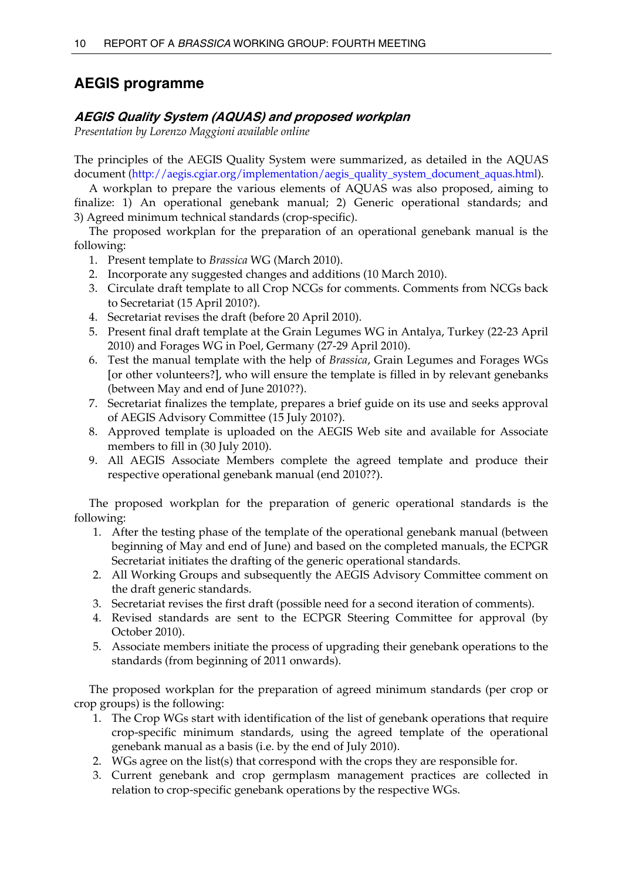## AEGIS programme

### *AEGIS Quality System (AQUAS) and proposed workplan*

*Presentation by Lorenzo Maggioni available online*

The principles of the AEGIS Quality System were summarized, as detailed in the AQUAS document (http://aegis.cgiar.org/implementation/aegis_quality_system_document_aquas.html).

A workplan to prepare the various elements of AQUAS was also proposed, aiming to finalize: 1) An operational genebank manual; 2) Generic operational standards; and 3) Agreed minimum technical standards (crop-specific).

The proposed workplan for the preparation of an operational genebank manual is the following:

1. Present template to *Brassica* WG (March 2010).
2. Incorporate any suggested changes and additions (10 March 2010).
3. Circulate draft template to all Crop NCGs for comments. Comments from NCGs back to Secretariat (15 April 2010?).
4. Secretariat revises the draft (before 20 April 2010).
5. Present final draft template at the Grain Legumes WG in Antalya, Turkey (22-23 April 2010) and Forages WG in Poel, Germany (27-29 April 2010).
6. Test the manual template with the help of *Brassica*, Grain Legumes and Forages WGs [or other volunteers?], who will ensure the template is filled in by relevant genebanks (between May and end of June 2010??).
7. Secretariat finalizes the template, prepares a brief guide on its use and seeks approval of AEGIS Advisory Committee (15 July 2010?).
8. Approved template is uploaded on the AEGIS Web site and available for Associate members to fill in (30 July 2010).
9. All AEGIS Associate Members complete the agreed template and produce their respective operational genebank manual (end 2010??).

The proposed workplan for the preparation of generic operational standards is the following:

1. After the testing phase of the template of the operational genebank manual (between beginning of May and end of June) and based on the completed manuals, the ECPGR Secretariat initiates the drafting of the generic operational standards.
2. All Working Groups and subsequently the AEGIS Advisory Committee comment on the draft generic standards.
3. Secretariat revises the first draft (possible need for a second iteration of comments).
4. Revised standards are sent to the ECPGR Steering Committee for approval (by October 2010).
5. Associate members initiate the process of upgrading their genebank operations to the standards (from beginning of 2011 onwards).

The proposed workplan for the preparation of agreed minimum standards (per crop or crop groups) is the following:

1. The Crop WGs start with identification of the list of genebank operations that require crop-specific minimum standards, using the agreed template of the operational genebank manual as a basis (i.e. by the end of July 2010).
2. WGs agree on the list(s) that correspond with the crops they are responsible for.
3. Current genebank and crop germplasm management practices are collected in relation to crop-specific genebank operations by the respective WGs.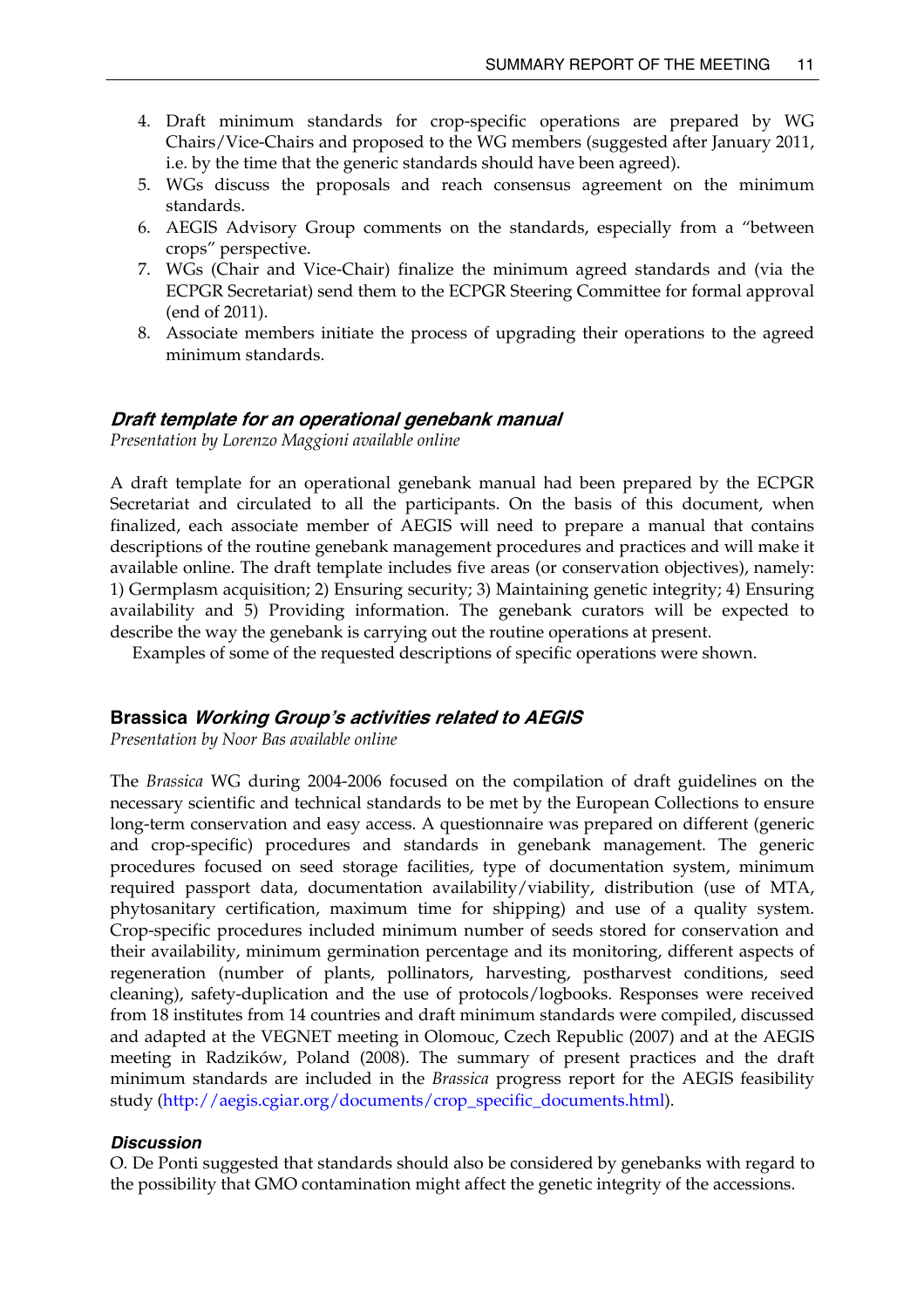4. Draft minimum standards for crop-specific operations are prepared by WG Chairs/Vice-Chairs and proposed to the WG members (suggested after January 2011, i.e. by the time that the generic standards should have been agreed).
5. WGs discuss the proposals and reach consensus agreement on the minimum standards.
6. AEGIS Advisory Group comments on the standards, especially from a "between crops" perspective.
7. WGs (Chair and Vice-Chair) finalize the minimum agreed standards and (via the ECPGR Secretariat) send them to the ECPGR Steering Committee for formal approval (end of 2011).
8. Associate members initiate the process of upgrading their operations to the agreed minimum standards.

### *Draft template for an operational genebank manual*

*Presentation by Lorenzo Maggioni available online*

A draft template for an operational genebank manual had been prepared by the ECPGR Secretariat and circulated to all the participants. On the basis of this document, when finalized, each associate member of AEGIS will need to prepare a manual that contains descriptions of the routine genebank management procedures and practices and will make it available online. The draft template includes five areas (or conservation objectives), namely: 1) Germplasm acquisition; 2) Ensuring security; 3) Maintaining genetic integrity; 4) Ensuring availability and 5) Providing information. The genebank curators will be expected to describe the way the genebank is carrying out the routine operations at present.

Examples of some of the requested descriptions of specific operations were shown.

### **Brassica** *Working Group's activities related to AEGIS*

*Presentation by Noor Bas available online*

The *Brassica* WG during 2004-2006 focused on the compilation of draft guidelines on the necessary scientific and technical standards to be met by the European Collections to ensure long-term conservation and easy access. A questionnaire was prepared on different (generic and crop-specific) procedures and standards in genebank management. The generic procedures focused on seed storage facilities, type of documentation system, minimum required passport data, documentation availability/viability, distribution (use of MTA, phytosanitary certification, maximum time for shipping) and use of a quality system. Crop-specific procedures included minimum number of seeds stored for conservation and their availability, minimum germination percentage and its monitoring, different aspects of regeneration (number of plants, pollinators, harvesting, postharvest conditions, seed cleaning), safety-duplication and the use of protocols/logbooks. Responses were received from 18 institutes from 14 countries and draft minimum standards were compiled, discussed and adapted at the VEGNET meeting in Olomouc, Czech Republic (2007) and at the AEGIS meeting in Radzików, Poland (2008). The summary of present practices and the draft minimum standards are included in the *Brassica* progress report for the AEGIS feasibility study (http://aegis.cgiar.org/documents/crop_specific_documents.html).

#### *Discussion*

O. De Ponti suggested that standards should also be considered by genebanks with regard to the possibility that GMO contamination might affect the genetic integrity of the accessions.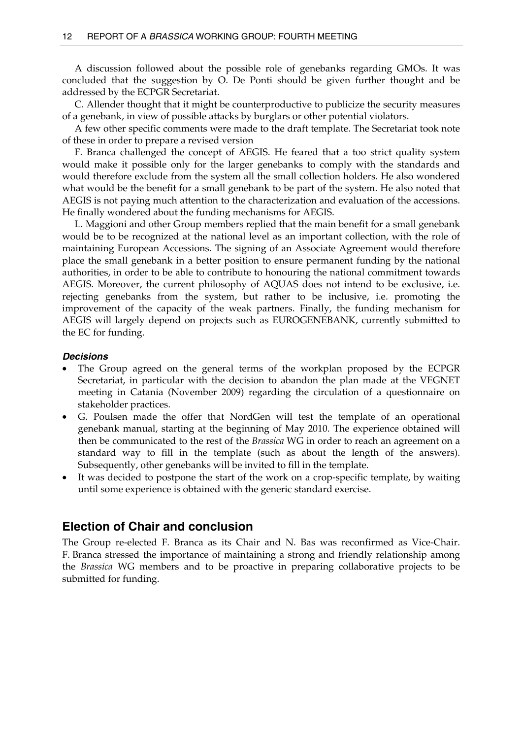A discussion followed about the possible role of genebanks regarding GMOs. It was concluded that the suggestion by O. De Ponti should be given further thought and be addressed by the ECPGR Secretariat.

C. Allender thought that it might be counterproductive to publicize the security measures of a genebank, in view of possible attacks by burglars or other potential violators.

A few other specific comments were made to the draft template. The Secretariat took note of these in order to prepare a revised version

F. Branca challenged the concept of AEGIS. He feared that a too strict quality system would make it possible only for the larger genebanks to comply with the standards and would therefore exclude from the system all the small collection holders. He also wondered what would be the benefit for a small genebank to be part of the system. He also noted that AEGIS is not paying much attention to the characterization and evaluation of the accessions. He finally wondered about the funding mechanisms for AEGIS.

L. Maggioni and other Group members replied that the main benefit for a small genebank would be to be recognized at the national level as an important collection, with the role of maintaining European Accessions. The signing of an Associate Agreement would therefore place the small genebank in a better position to ensure permanent funding by the national authorities, in order to be able to contribute to honouring the national commitment towards AEGIS. Moreover, the current philosophy of AQUAS does not intend to be exclusive, i.e. rejecting genebanks from the system, but rather to be inclusive, i.e. promoting the improvement of the capacity of the weak partners. Finally, the funding mechanism for AEGIS will largely depend on projects such as EUROGENEBANK, currently submitted to the EC for funding.

#### *Decisions*

- The Group agreed on the general terms of the workplan proposed by the ECPGR Secretariat, in particular with the decision to abandon the plan made at the VEGNET meeting in Catania (November 2009) regarding the circulation of a questionnaire on stakeholder practices.
- G. Poulsen made the offer that NordGen will test the template of an operational genebank manual, starting at the beginning of May 2010. The experience obtained will then be communicated to the rest of the *Brassica* WG in order to reach an agreement on a standard way to fill in the template (such as about the length of the answers). Subsequently, other genebanks will be invited to fill in the template.
- It was decided to postpone the start of the work on a crop-specific template, by waiting until some experience is obtained with the generic standard exercise.

## Election of Chair and conclusion

The Group re-elected F. Branca as its Chair and N. Bas was reconfirmed as Vice-Chair. F. Branca stressed the importance of maintaining a strong and friendly relationship among the *Brassica* WG members and to be proactive in preparing collaborative projects to be submitted for funding.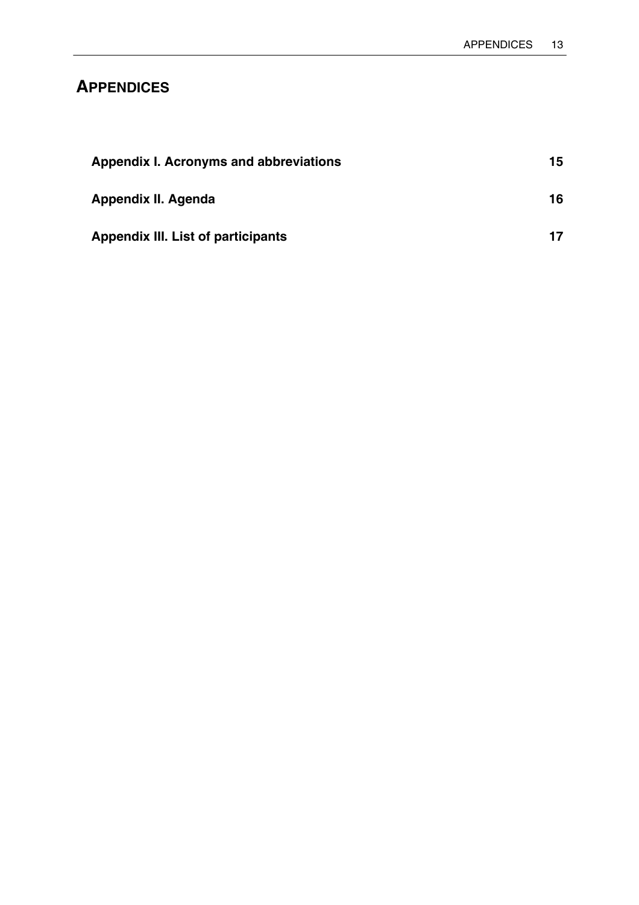# APPENDICES

| | |
|---|---|
| **Appendix I. Acronyms and abbreviations** | **15** |
| **Appendix II. Agenda** | **16** |
| **Appendix III. List of participants** | **17** |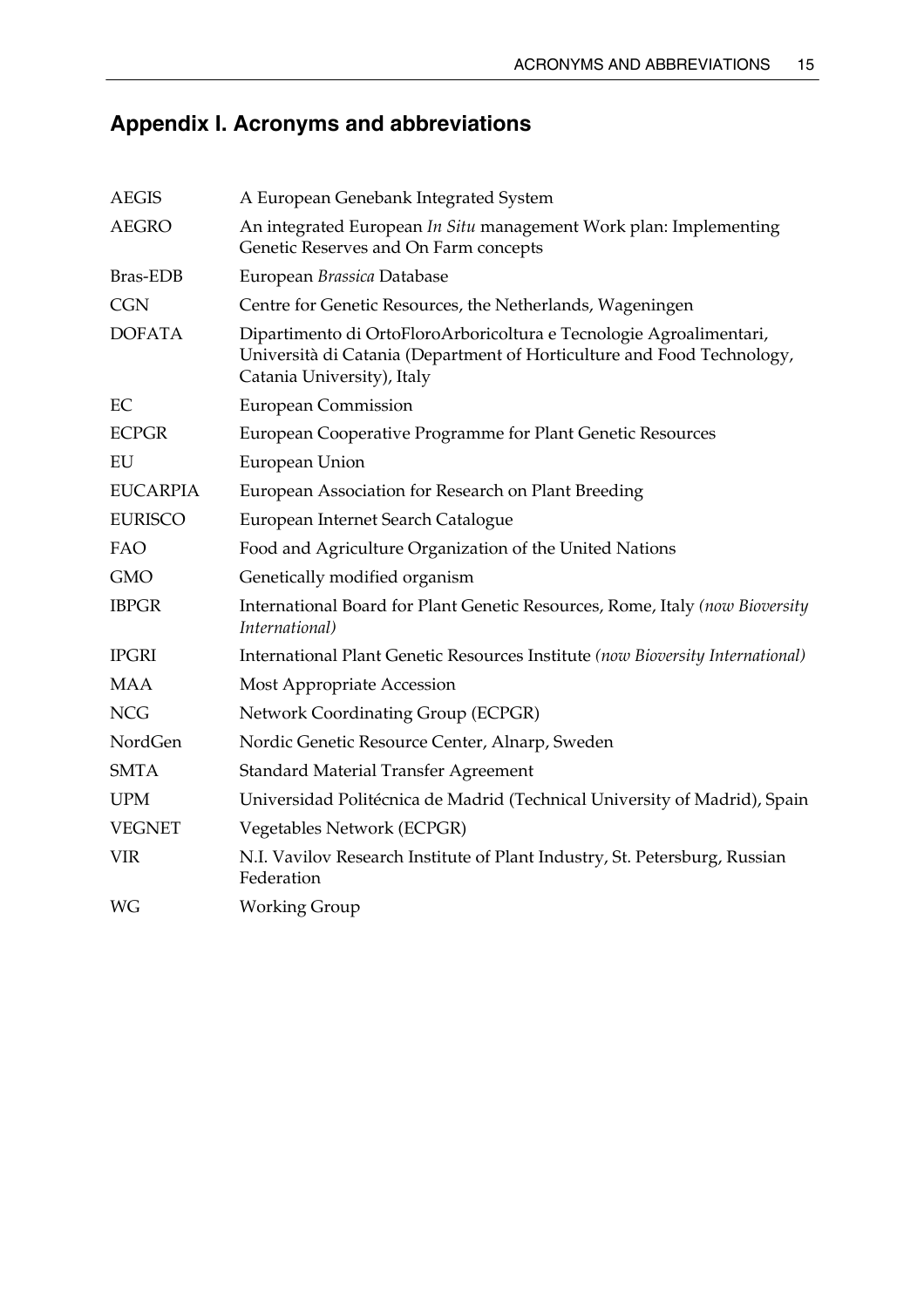## Appendix I. Acronyms and abbreviations

| | |
|---|---|
| AEGIS | A European Genebank Integrated System |
| AEGRO | An integrated European *In Situ* management Work plan: Implementing Genetic Reserves and On Farm concepts |
| Bras-EDB | European *Brassica* Database |
| CGN | Centre for Genetic Resources, the Netherlands, Wageningen |
| DOFATA | Dipartimento di OrtoFloroArboricoltura e Tecnologie Agroalimentari, Università di Catania (Department of Horticulture and Food Technology, Catania University), Italy |
| EC | European Commission |
| ECPGR | European Cooperative Programme for Plant Genetic Resources |
| EU | European Union |
| EUCARPIA | European Association for Research on Plant Breeding |
| EURISCO | European Internet Search Catalogue |
| FAO | Food and Agriculture Organization of the United Nations |
| GMO | Genetically modified organism |
| IBPGR | International Board for Plant Genetic Resources, Rome, Italy *(now Bioversity International)* |
| IPGRI | International Plant Genetic Resources Institute *(now Bioversity International)* |
| MAA | Most Appropriate Accession |
| NCG | Network Coordinating Group (ECPGR) |
| NordGen | Nordic Genetic Resource Center, Alnarp, Sweden |
| SMTA | Standard Material Transfer Agreement |
| UPM | Universidad Politécnica de Madrid (Technical University of Madrid), Spain |
| VEGNET | Vegetables Network (ECPGR) |
| VIR | N.I. Vavilov Research Institute of Plant Industry, St. Petersburg, Russian Federation |
| WG | Working Group |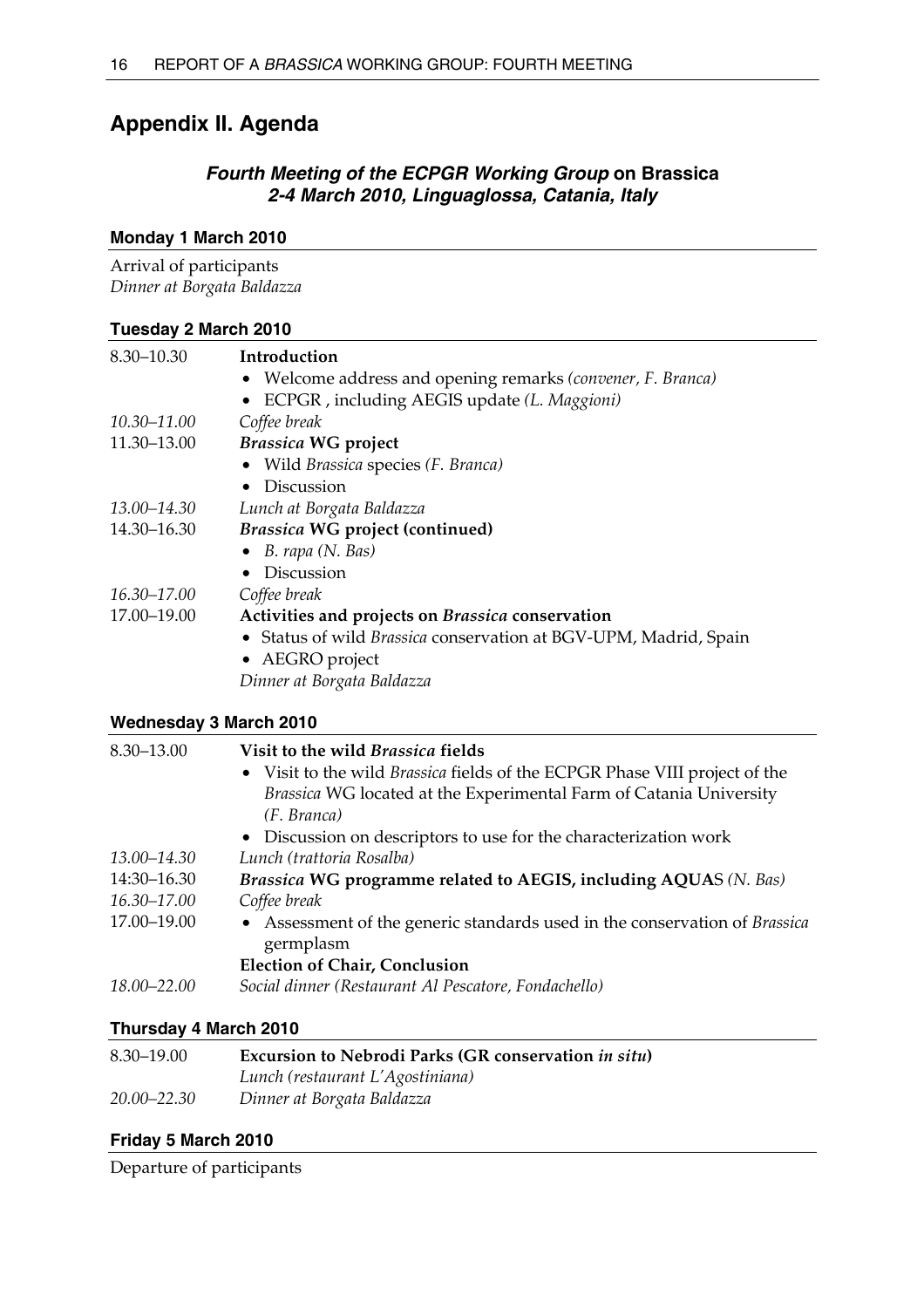# Appendix II. Agenda

### *Fourth Meeting of the ECPGR Working Group* on Brassica
### *2-4 March 2010, Linguaglossa, Catania, Italy*

#### Monday 1 March 2010

Arrival of participants
*Dinner at Borgata Baldazza*

#### Tuesday 2 March 2010

| | |
|---|---|
| 8.30–10.30 | **Introduction**<br>• Welcome address and opening remarks *(convener, F. Branca)*<br>• ECPGR , including AEGIS update *(L. Maggioni)* |
| *10.30–11.00* | *Coffee break* |
| 11.30–13.00 | ***Brassica* WG project**<br>• Wild *Brassica* species *(F. Branca)*<br>• Discussion |
| *13.00–14.30* | *Lunch at Borgata Baldazza* |
| 14.30–16.30 | ***Brassica* WG project (continued)**<br>• *B. rapa (N. Bas)*<br>• Discussion |
| *16.30–17.00* | *Coffee break* |
| 17.00–19.00 | **Activities and projects on *Brassica* conservation**<br>• Status of wild *Brassica* conservation at BGV-UPM, Madrid, Spain<br>• AEGRO project<br>*Dinner at Borgata Baldazza* |

#### Wednesday 3 March 2010

| | |
|---|---|
| 8.30–13.00 | **Visit to the wild *Brassica* fields**<br>• Visit to the wild *Brassica* fields of the ECPGR Phase VIII project of the *Brassica* WG located at the Experimental Farm of Catania University *(F. Branca)*<br>• Discussion on descriptors to use for the characterization work |
| *13.00–14.30* | *Lunch (trattoria Rosalba)* |
| 14:30–16.30 | ***Brassica* WG programme related to AEGIS, including AQUAS** *(N. Bas)* |
| *16.30–17.00* | *Coffee break* |
| 17.00–19.00 | • Assessment of the generic standards used in the conservation of *Brassica* germplasm<br>**Election of Chair, Conclusion** |
| *18.00–22.00* | *Social dinner (Restaurant Al Pescatore, Fondachello)* |

#### Thursday 4 March 2010

| | |
|---|---|
| 8.30–19.00 | **Excursion to Nebrodi Parks (GR conservation *in situ*)**<br>*Lunch (restaurant L'Agostiniana)* |
| *20.00–22.30* | *Dinner at Borgata Baldazza* |

#### Friday 5 March 2010

Departure of participants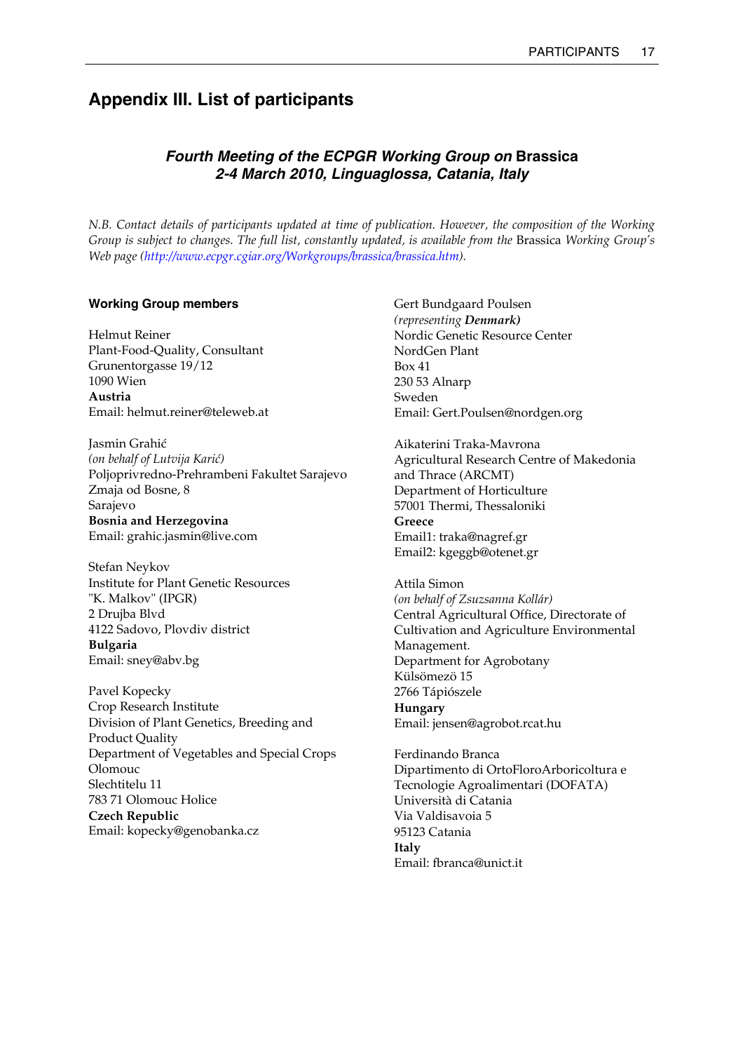# Appendix III. List of participants

### *Fourth Meeting of the ECPGR Working Group on* Brassica
### *2-4 March 2010, Linguaglossa, Catania, Italy*

*N.B. Contact details of participants updated at time of publication. However, the composition of the Working Group is subject to changes. The full list, constantly updated, is available from the* Brassica *Working Group's Web page (http://www.ecpgr.cgiar.org/Workgroups/brassica/brassica.htm).*

#### Working Group members

Helmut Reiner
Plant-Food-Quality, Consultant
Grunentorgasse 19/12
1090 Wien
**Austria**
Email: helmut.reiner@teleweb.at

Jasmin Grahić
*(on behalf of Lutvija Karić)*
Poljoprivredno-Prehrambeni Fakultet Sarajevo
Zmaja od Bosne, 8
Sarajevo
**Bosnia and Herzegovina**
Email: grahic.jasmin@live.com

Stefan Neykov
Institute for Plant Genetic Resources
"K. Malkov" (IPGR)
2 Drujba Blvd
4122 Sadovo, Plovdiv district
**Bulgaria**
Email: sney@abv.bg

Pavel Kopecky
Crop Research Institute
Division of Plant Genetics, Breeding and Product Quality
Department of Vegetables and Special Crops
Olomouc
Slechtitelu 11
783 71 Olomouc Holice
**Czech Republic**
Email: kopecky@genobanka.cz

Gert Bundgaard Poulsen
*(representing **Denmark)***
Nordic Genetic Resource Center
NordGen Plant
Box 41
230 53 Alnarp
Sweden
Email: Gert.Poulsen@nordgen.org

Aikaterini Traka-Mavrona
Agricultural Research Centre of Makedonia and Thrace (ARCMT)
Department of Horticulture
57001 Thermi, Thessaloniki
**Greece**
Email1: traka@nagref.gr
Email2: kgeggb@otenet.gr

Attila Simon
*(on behalf of Zsuzsanna Kollár)*
Central Agricultural Office, Directorate of Cultivation and Agriculture Environmental Management.
Department for Agrobotany
Külsömezö 15
2766 Tápiószele
**Hungary**
Email: jensen@agrobot.rcat.hu

Ferdinando Branca
Dipartimento di OrtoFloroArboricoltura e Tecnologie Agroalimentari (DOFATA)
Università di Catania
Via Valdisavoia 5
95123 Catania
**Italy**
Email: fbranca@unict.it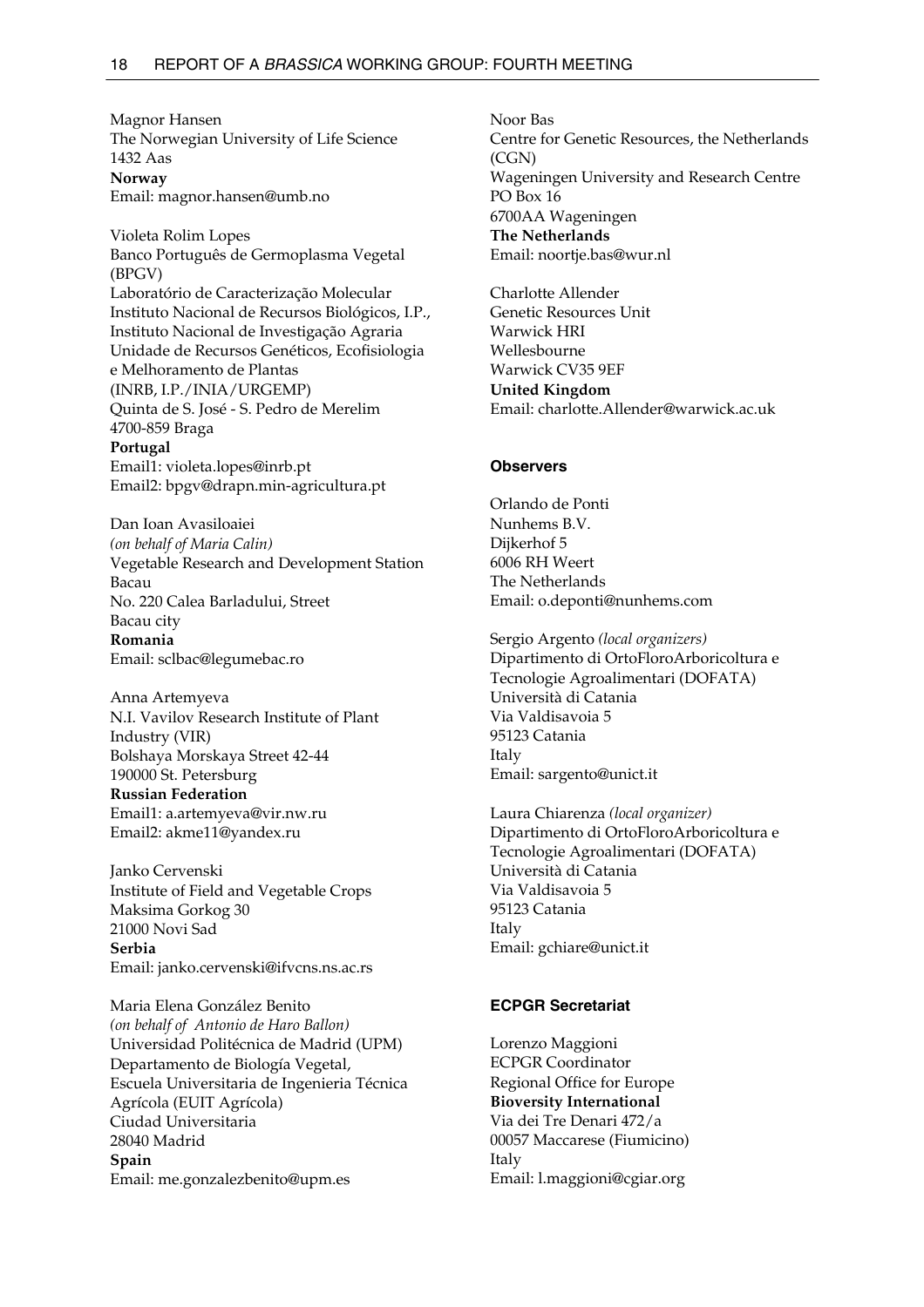Magnor Hansen
The Norwegian University of Life Science
1432 Aas
**Norway**
Email: magnor.hansen@umb.no

Violeta Rolim Lopes
Banco Português de Germoplasma Vegetal (BPGV)
Laboratório de Caracterização Molecular
Instituto Nacional de Recursos Biológicos, I.P., Instituto Nacional de Investigação Agraria
Unidade de Recursos Genéticos, Ecofisiologia e Melhoramento de Plantas
(INRB, I.P./INIA/URGEMP)
Quinta de S. José - S. Pedro de Merelim
4700-859 Braga
**Portugal**
Email1: violeta.lopes@inrb.pt
Email2: bpgv@drapn.min-agricultura.pt

Dan Ioan Avasiloaiei
*(on behalf of Maria Calin)*
Vegetable Research and Development Station Bacau
No. 220 Calea Barladului, Street
Bacau city
**Romania**
Email: sclbac@legumebac.ro

Anna Artemyeva
N.I. Vavilov Research Institute of Plant Industry (VIR)
Bolshaya Morskaya Street 42-44
190000 St. Petersburg
**Russian Federation**
Email1: a.artemyeva@vir.nw.ru
Email2: akme11@yandex.ru

Janko Cervenski
Institute of Field and Vegetable Crops
Maksima Gorkog 30
21000 Novi Sad
**Serbia**
Email: janko.cervenski@ifvcns.ns.ac.rs

Maria Elena González Benito
*(on behalf of Antonio de Haro Ballon)*
Universidad Politécnica de Madrid (UPM)
Departamento de Biología Vegetal,
Escuela Universitaria de Ingenieria Técnica Agrícola (EUIT Agrícola)
Ciudad Universitaria
28040 Madrid
**Spain**
Email: me.gonzalezbenito@upm.es

Noor Bas
Centre for Genetic Resources, the Netherlands (CGN)
Wageningen University and Research Centre
PO Box 16
6700AA Wageningen
**The Netherlands**
Email: noortje.bas@wur.nl

Charlotte Allender
Genetic Resources Unit
Warwick HRI
Wellesbourne
Warwick CV35 9EF
**United Kingdom**
Email: charlotte.Allender@warwick.ac.uk

### Observers

Orlando de Ponti
Nunhems B.V.
Dijkerhof 5
6006 RH Weert
The Netherlands
Email: o.deponti@nunhems.com

Sergio Argento *(local organizers)*
Dipartimento di OrtoFloroArboricoltura e Tecnologie Agroalimentari (DOFATA)
Università di Catania
Via Valdisavoia 5
95123 Catania
Italy
Email: sargento@unict.it

Laura Chiarenza *(local organizer)*
Dipartimento di OrtoFloroArboricoltura e Tecnologie Agroalimentari (DOFATA)
Università di Catania
Via Valdisavoia 5
95123 Catania
Italy
Email: gchiare@unict.it

### ECPGR Secretariat

Lorenzo Maggioni
ECPGR Coordinator
Regional Office for Europe
**Bioversity International**
Via dei Tre Denari 472/a
00057 Maccarese (Fiumicino)
Italy
Email: l.maggioni@cgiar.org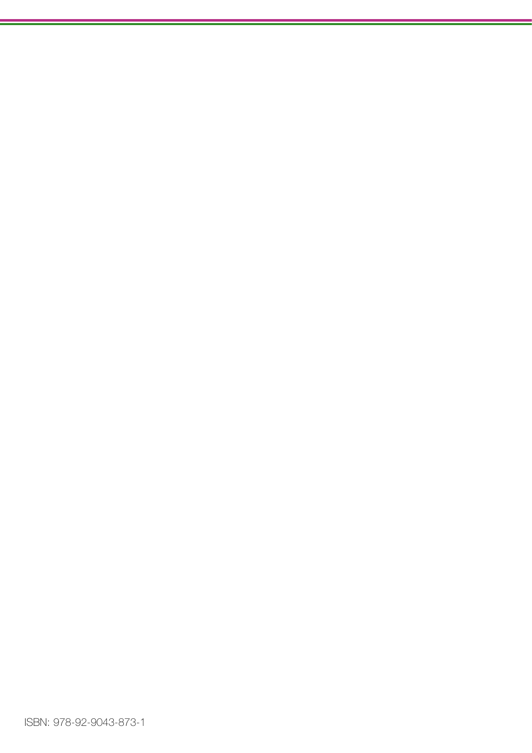ISBN: 978-92-9043-873-1